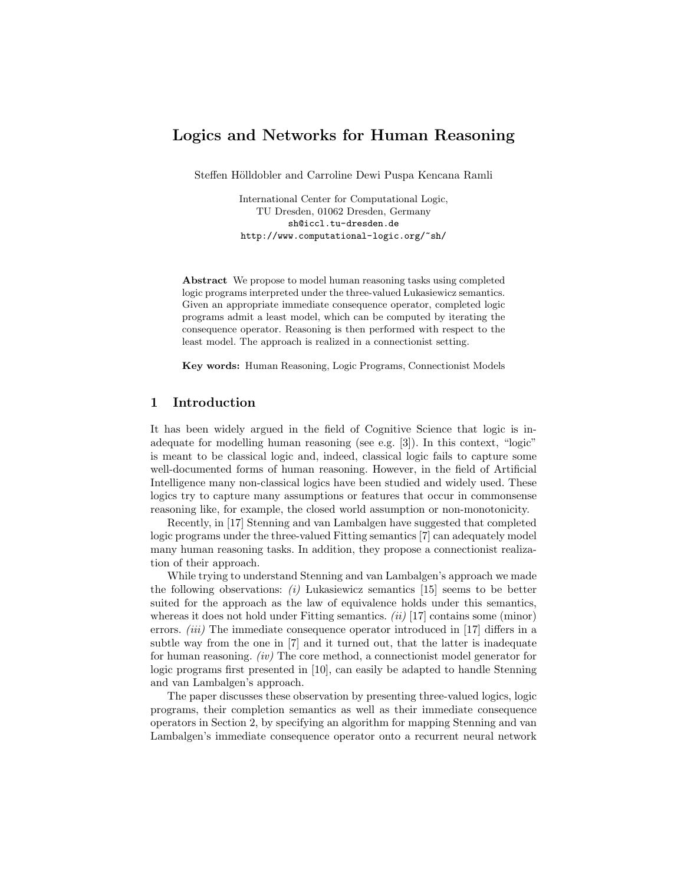# Logics and Networks for Human Reasoning

Steffen Hölldobler and Carroline Dewi Puspa Kencana Ramli

International Center for Computational Logic,
TU Dresden, 01062 Dresden, Germany
sh@iccl.tu-dresden.de
http://www.computational-logic.org/~sh/

**Abstract** We propose to model human reasoning tasks using completed logic programs interpreted under the three-valued Łukasiewicz semantics. Given an appropriate immediate consequence operator, completed logic programs admit a least model, which can be computed by iterating the consequence operator. Reasoning is then performed with respect to the least model. The approach is realized in a connectionist setting.

**Key words:** Human Reasoning, Logic Programs, Connectionist Models

## 1 Introduction

It has been widely argued in the field of Cognitive Science that logic is inadequate for modelling human reasoning (see e.g. [3]). In this context, "logic" is meant to be classical logic and, indeed, classical logic fails to capture some well-documented forms of human reasoning. However, in the field of Artificial Intelligence many non-classical logics have been studied and widely used. These logics try to capture many assumptions or features that occur in commonsense reasoning like, for example, the closed world assumption or non-monotonicity.

Recently, in [17] Stenning and van Lambalgen have suggested that completed logic programs under the three-valued Fitting semantics [7] can adequately model many human reasoning tasks. In addition, they propose a connectionist realization of their approach.

While trying to understand Stenning and van Lambalgen's approach we made the following observations: *(i)* Łukasiewicz semantics [15] seems to be better suited for the approach as the law of equivalence holds under this semantics, whereas it does not hold under Fitting semantics. *(ii)* [17] contains some (minor) errors. *(iii)* The immediate consequence operator introduced in [17] differs in a subtle way from the one in [7] and it turned out, that the latter is inadequate for human reasoning. *(iv)* The core method, a connectionist model generator for logic programs first presented in [10], can easily be adapted to handle Stenning and van Lambalgen's approach.

The paper discusses these observation by presenting three-valued logics, logic programs, their completion semantics as well as their immediate consequence operators in Section 2, by specifying an algorithm for mapping Stenning and van Lambalgen's immediate consequence operator onto a recurrent neural network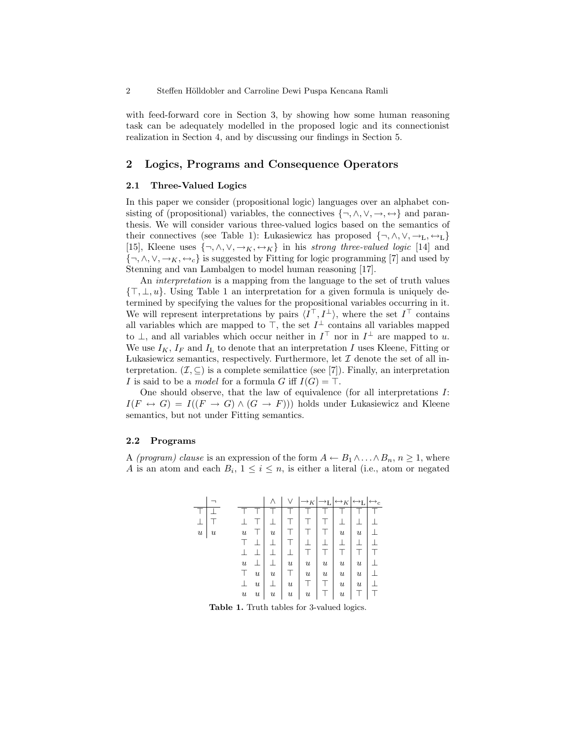with feed-forward core in Section 3, by showing how some human reasoning task can be adequately modelled in the proposed logic and its connectionist realization in Section 4, and by discussing our findings in Section 5.

## 2 Logics, Programs and Consequence Operators

### 2.1 Three-Valued Logics

In this paper we consider (propositional logic) languages over an alphabet consisting of (propositional) variables, the connectives $\{\neg, \wedge, \vee, \rightarrow, \leftrightarrow\}$ and paranthesis. We will consider various three-valued logics based on the semantics of their connectives (see Table 1): Łukasiewicz has proposed $\{\neg, \wedge, \vee, \rightarrow_{\text{L}}, \leftrightarrow_{\text{L}}\}$ [15], Kleene uses $\{\neg, \wedge, \vee, \rightarrow_K, \leftrightarrow_K\}$ in his *strong three-valued logic* [14] and $\{\neg, \wedge, \vee, \rightarrow_K, \leftrightarrow_c\}$ is suggested by Fitting for logic programming [7] and used by Stenning and van Lambalgen to model human reasoning [17].

An *interpretation* is a mapping from the language to the set of truth values $\{\top, \bot, u\}$. Using Table 1 an interpretation for a given formula is uniquely determined by specifying the values for the propositional variables occurring in it. We will represent interpretations by pairs $\langle I^\top, I^\bot \rangle$, where the set $I^\top$ contains all variables which are mapped to $\top$, the set $I^\bot$ contains all variables mapped to $\bot$, and all variables which occur neither in $I^\top$ nor in $I^\bot$ are mapped to $u$. We use $I_K$, $I_F$ and $I_{\text{L}}$ to denote that an interpretation $I$ uses Kleene, Fitting or Łukasiewicz semantics, respectively. Furthermore, let $\mathcal{I}$ denote the set of all interpretation. $(\mathcal{I}, \subseteq)$ is a complete semilattice (see [7]). Finally, an interpretation $I$ is said to be a *model* for a formula $G$ iff $I(G) = \top$.

One should observe, that the law of equivalence (for all interpretations $I$: $I(F \leftrightarrow G) = I((F \rightarrow G) \wedge (G \rightarrow F)))$ holds under Łukasiewicz and Kleene semantics, but not under Fitting semantics.

### 2.2 Programs

A *(program) clause* is an expression of the form $A \leftarrow B_1 \wedge \ldots \wedge B_n$, $n \geq 1$, where $A$ is an atom and each $B_i$, $1 \leq i \leq n$, is either a literal (i.e., atom or negated

| | $\neg$ |
|---|---|
| $\top$ | $\bot$ |
| $\bot$ | $\top$ |
| $u$ | $u$ |

| | | $\wedge$ | $\vee$ | $\rightarrow_K$ | $\rightarrow_{\text{L}}$ | $\leftrightarrow_K$ | $\leftrightarrow_{\text{L}}$ | $\leftrightarrow_c$ |
|---|---|---|---|---|---|---|---|---|
| $\top$ | $\top$ | $\top$ | $\top$ | $\top$ | $\top$ | $\top$ | $\top$ | $\top$ |
| $\bot$ | $\top$ | $\bot$ | $\top$ | $\top$ | $\top$ | $\bot$ | $\bot$ | $\bot$ |
| $u$ | $\top$ | $u$ | $\top$ | $\top$ | $\top$ | $u$ | $u$ | $\bot$ |
| $\top$ | $\bot$ | $\bot$ | $\top$ | $\bot$ | $\bot$ | $\bot$ | $\bot$ | $\bot$ |
| $\bot$ | $\bot$ | $\bot$ | $\bot$ | $\top$ | $\top$ | $\top$ | $\top$ | $\top$ |
| $u$ | $\bot$ | $\bot$ | $u$ | $u$ | $u$ | $u$ | $u$ | $\bot$ |
| $\top$ | $u$ | $u$ | $\top$ | $u$ | $u$ | $u$ | $u$ | $\bot$ |
| $\bot$ | $u$ | $\bot$ | $u$ | $\top$ | $\top$ | $u$ | $u$ | $\bot$ |
| $u$ | $u$ | $u$ | $u$ | $u$ | $\top$ | $u$ | $\top$ | $\top$ |

**Table 1.** Truth tables for 3-valued logics.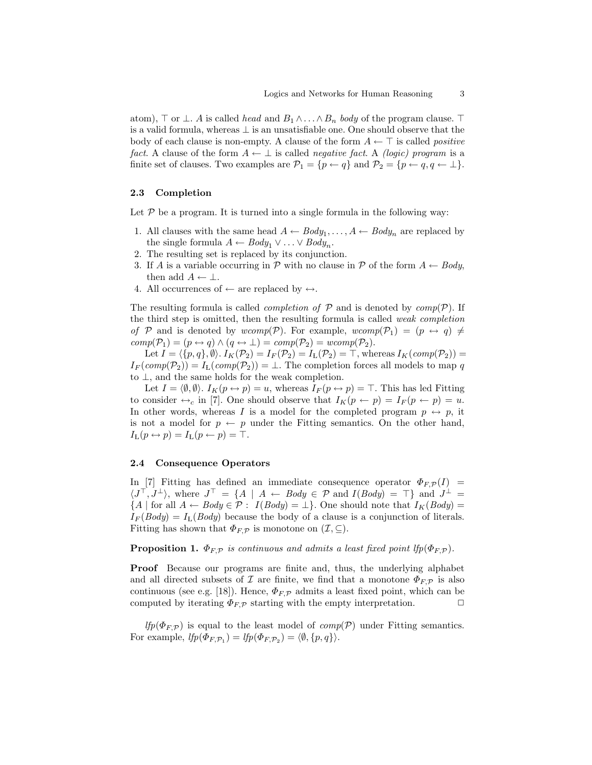atom), $\top$ or $\bot$. $A$ is called *head* and $B_1 \wedge \ldots \wedge B_n$ *body* of the program clause. $\top$ is a valid formula, whereas $\bot$ is an unsatisfiable one. One should observe that the body of each clause is non-empty. A clause of the form $A \leftarrow \top$ is called *positive fact*. A clause of the form $A \leftarrow \bot$ is called *negative fact*. A *(logic) program* is a finite set of clauses. Two examples are $\mathcal{P}_1 = \{p \leftarrow q\}$ and $\mathcal{P}_2 = \{p \leftarrow q, q \leftarrow \bot\}$.

### 2.3 Completion

Let $\mathcal{P}$ be a program. It is turned into a single formula in the following way:

1. All clauses with the same head $A \leftarrow Body_1, \ldots, A \leftarrow Body_n$ are replaced by the single formula $A \leftarrow Body_1 \vee \ldots \vee Body_n$.
2. The resulting set is replaced by its conjunction.
3. If $A$ is a variable occurring in $\mathcal{P}$ with no clause in $\mathcal{P}$ of the form $A \leftarrow Body$, then add $A \leftarrow \bot$.
4. All occurrences of $\leftarrow$ are replaced by $\leftrightarrow$.

The resulting formula is called *completion of* $\mathcal{P}$ and is denoted by $comp(\mathcal{P})$. If the third step is omitted, then the resulting formula is called *weak completion of* $\mathcal{P}$ and is denoted by $wcomp(\mathcal{P})$. For example, $wcomp(\mathcal{P}_1) = (p \leftrightarrow q) \neq comp(\mathcal{P}_1) = (p \leftrightarrow q) \wedge (q \leftrightarrow \bot) = comp(\mathcal{P}_2) = wcomp(\mathcal{P}_2)$.

Let $I = \langle \{p, q\}, \emptyset \rangle$. $I_K(\mathcal{P}_2) = I_F(\mathcal{P}_2) = I_{\text{L}}(\mathcal{P}_2) = \top$, whereas $I_K(comp(\mathcal{P}_2)) = I_F(comp(\mathcal{P}_2)) = I_{\text{L}}(comp(\mathcal{P}_2)) = \bot$. The completion forces all models to map $q$ to $\bot$, and the same holds for the weak completion.

Let $I = \langle \emptyset, \emptyset \rangle$. $I_K(p \leftrightarrow p) = u$, whereas $I_F(p \leftrightarrow p) = \top$. This has led Fitting to consider $\leftrightarrow_c$ in [7]. One should observe that $I_K(p \leftarrow p) = I_F(p \leftarrow p) = u$. In other words, whereas $I$ is a model for the completed program $p \leftrightarrow p$, it is not a model for $p \leftarrow p$ under the Fitting semantics. On the other hand, $I_{\text{L}}(p \leftrightarrow p) = I_{\text{L}}(p \leftarrow p) = \top$.

### 2.4 Consequence Operators

In [7] Fitting has defined an immediate consequence operator $\Phi_{F,\mathcal{P}}(I) = \langle J^\top, J^\bot \rangle$, where $J^\top = \{A \mid A \leftarrow Body \in \mathcal{P} \text{ and } I(Body) = \top\}$ and $J^\bot = \{A \mid \text{for all } A \leftarrow Body \in \mathcal{P} : \ I(Body) = \bot\}$. One should note that $I_K(Body) = I_F(Body) = I_{\text{L}}(Body)$ because the body of a clause is a conjunction of literals. Fitting has shown that $\Phi_{F,\mathcal{P}}$ is monotone on $(\mathcal{I}, \subseteq)$.

**Proposition 1.** *$\Phi_{F,\mathcal{P}}$ is continuous and admits a least fixed point $lfp(\Phi_{F,\mathcal{P}})$.*

**Proof** Because our programs are finite and, thus, the underlying alphabet and all directed subsets of $\mathcal{I}$ are finite, we find that a monotone $\Phi_{F,\mathcal{P}}$ is also continuous (see e.g. [18]). Hence, $\Phi_{F,\mathcal{P}}$ admits a least fixed point, which can be computed by iterating $\Phi_{F,\mathcal{P}}$ starting with the empty interpretation. $\Box$

$lfp(\Phi_{F,\mathcal{P}})$ is equal to the least model of $comp(\mathcal{P})$ under Fitting semantics. For example, $lfp(\Phi_{F,\mathcal{P}_1}) = lfp(\Phi_{F,\mathcal{P}_2}) = \langle \emptyset, \{p, q\} \rangle$.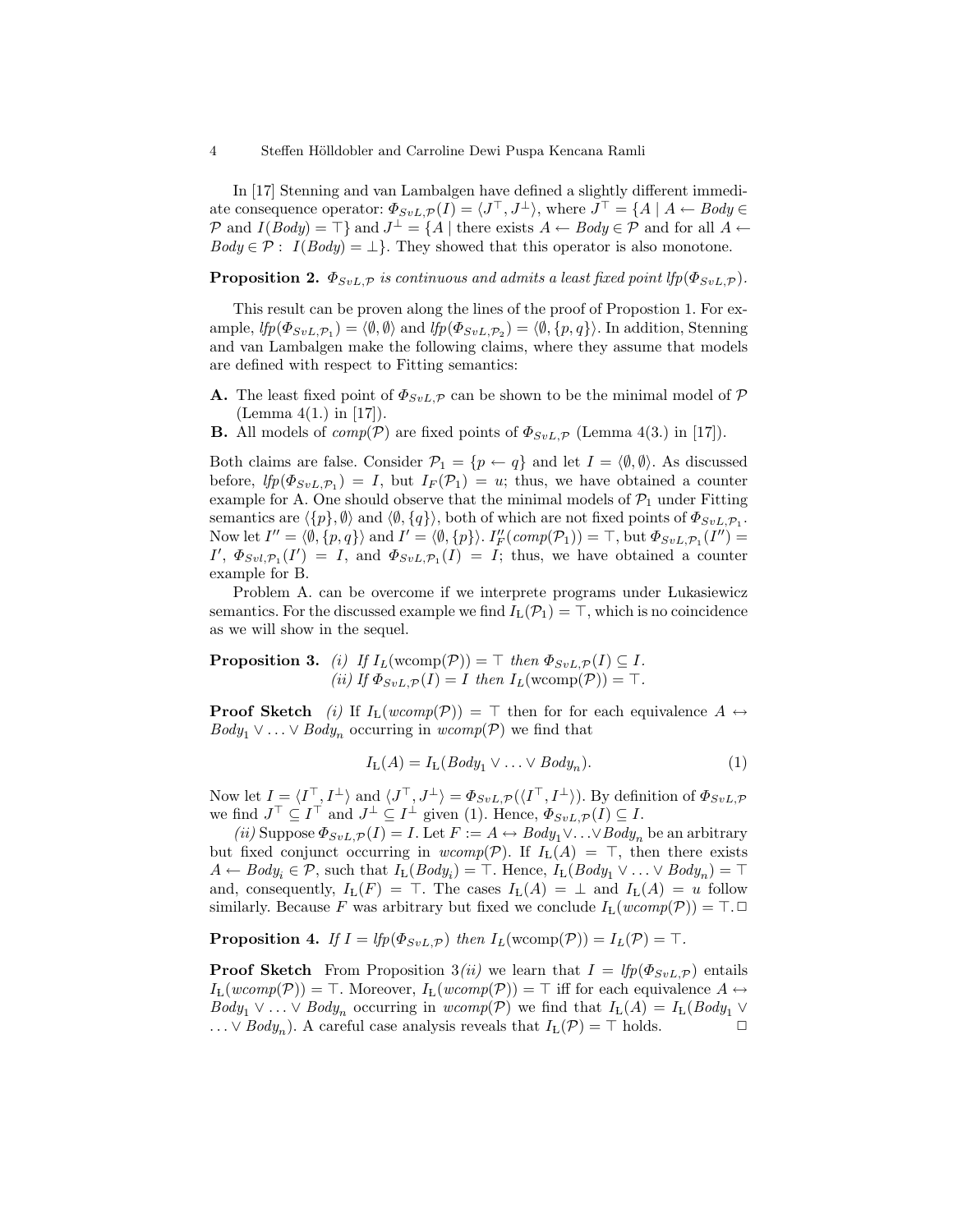In [17] Stenning and van Lambalgen have defined a slightly different immediate consequence operator: $\Phi_{SvL,\mathcal{P}}(I) = \langle J^\top, J^\bot \rangle$, where $J^\top = \{A \mid A \leftarrow Body \in \mathcal{P}$ and $I(Body) = \top\}$ and $J^\bot = \{A \mid$ there exists $A \leftarrow Body \in \mathcal{P}$ and for all $A \leftarrow Body \in \mathcal{P}: \ I(Body) = \bot\}$. They showed that this operator is also monotone.

**Proposition 2.** *$\Phi_{SvL,\mathcal{P}}$ is continuous and admits a least fixed point $lfp(\Phi_{SvL,\mathcal{P}})$.*

This result can be proven along the lines of the proof of Propostion 1. For example, $lfp(\Phi_{SvL,\mathcal{P}_1}) = \langle \emptyset, \emptyset \rangle$ and $lfp(\Phi_{SvL,\mathcal{P}_2}) = \langle \emptyset, \{p, q\} \rangle$. In addition, Stenning and van Lambalgen make the following claims, where they assume that models are defined with respect to Fitting semantics:

**A.** The least fixed point of $\Phi_{SvL,\mathcal{P}}$ can be shown to be the minimal model of $\mathcal{P}$ (Lemma 4(1.) in [17]).

**B.** All models of $comp(\mathcal{P})$ are fixed points of $\Phi_{SvL,\mathcal{P}}$ (Lemma 4(3.) in [17]).

Both claims are false. Consider $\mathcal{P}_1 = \{p \leftarrow q\}$ and let $I = \langle \emptyset, \emptyset \rangle$. As discussed before, $lfp(\Phi_{SvL,\mathcal{P}_1}) = I$, but $I_F(\mathcal{P}_1) = u$; thus, we have obtained a counter example for A. One should observe that the minimal models of $\mathcal{P}_1$ under Fitting semantics are $\langle \{p\}, \emptyset \rangle$ and $\langle \emptyset, \{q\} \rangle$, both of which are not fixed points of $\Phi_{SvL,\mathcal{P}_1}$. Now let $I'' = \langle \emptyset, \{p, q\} \rangle$ and $I' = \langle \emptyset, \{p\} \rangle$. $I''_F(comp(\mathcal{P}_1)) = \top$, but $\Phi_{SvL,\mathcal{P}_1}(I'') = I'$, $\Phi_{Svl,\mathcal{P}_1}(I') = I$, and $\Phi_{SvL,\mathcal{P}_1}(I) = I$; thus, we have obtained a counter example for B.

Problem A. can be overcome if we interprete programs under Łukasiewicz semantics. For the discussed example we find $I_{\text{L}}(\mathcal{P}_1) = \top$, which is no coincidence as we will show in the sequel.

**Proposition 3.** *(i) If $I_L(\text{wcomp}(\mathcal{P})) = \top$ then $\Phi_{SvL,\mathcal{P}}(I) \subseteq I$.*
*(ii) If $\Phi_{SvL,\mathcal{P}}(I) = I$ then $I_L(\text{wcomp}(\mathcal{P})) = \top$.*

**Proof Sketch** *(i)* If $I_{\text{L}}(wcomp(\mathcal{P})) = \top$ then for for each equivalence $A \leftrightarrow Body_1 \vee \ldots \vee Body_n$ occurring in $wcomp(\mathcal{P})$ we find that

$$I_{\text{L}}(A) = I_{\text{L}}(Body_1 \vee \ldots \vee Body_n). \tag{1}$$

Now let $I = \langle I^\top, I^\bot \rangle$ and $\langle J^\top, J^\bot \rangle = \Phi_{SvL,\mathcal{P}}(\langle I^\top, I^\bot \rangle)$. By definition of $\Phi_{SvL,\mathcal{P}}$ we find $J^\top \subseteq I^\top$ and $J^\bot \subseteq I^\bot$ given (1). Hence, $\Phi_{SvL,\mathcal{P}}(I) \subseteq I$.

*(ii)* Suppose $\Phi_{SvL,\mathcal{P}}(I) = I$. Let $F := A \leftrightarrow Body_1 \vee \ldots \vee Body_n$ be an arbitrary but fixed conjunct occurring in $wcomp(\mathcal{P})$. If $I_{\text{L}}(A) = \top$, then there exists $A \leftarrow Body_i \in \mathcal{P}$, such that $I_{\text{L}}(Body_i) = \top$. Hence, $I_{\text{L}}(Body_1 \vee \ldots \vee Body_n) = \top$ and, consequently, $I_{\text{L}}(F) = \top$. The cases $I_{\text{L}}(A) = \bot$ and $I_{\text{L}}(A) = u$ follow similarly. Because $F$ was arbitrary but fixed we conclude $I_{\text{L}}(wcomp(\mathcal{P})) = \top$. □

**Proposition 4.** *If $I = lfp(\Phi_{SvL,\mathcal{P}})$ then $I_L(\text{wcomp}(\mathcal{P})) = I_L(\mathcal{P}) = \top$.*

**Proof Sketch** From Proposition 3*(ii)* we learn that $I = lfp(\Phi_{SvL,\mathcal{P}})$ entails $I_{\text{L}}(wcomp(\mathcal{P})) = \top$. Moreover, $I_{\text{L}}(wcomp(\mathcal{P})) = \top$ iff for each equivalence $A \leftrightarrow Body_1 \vee \ldots \vee Body_n$ occurring in $wcomp(\mathcal{P})$ we find that $I_{\text{L}}(A) = I_{\text{L}}(Body_1 \vee \ldots \vee Body_n)$. A careful case analysis reveals that $I_{\text{L}}(\mathcal{P}) = \top$ holds. □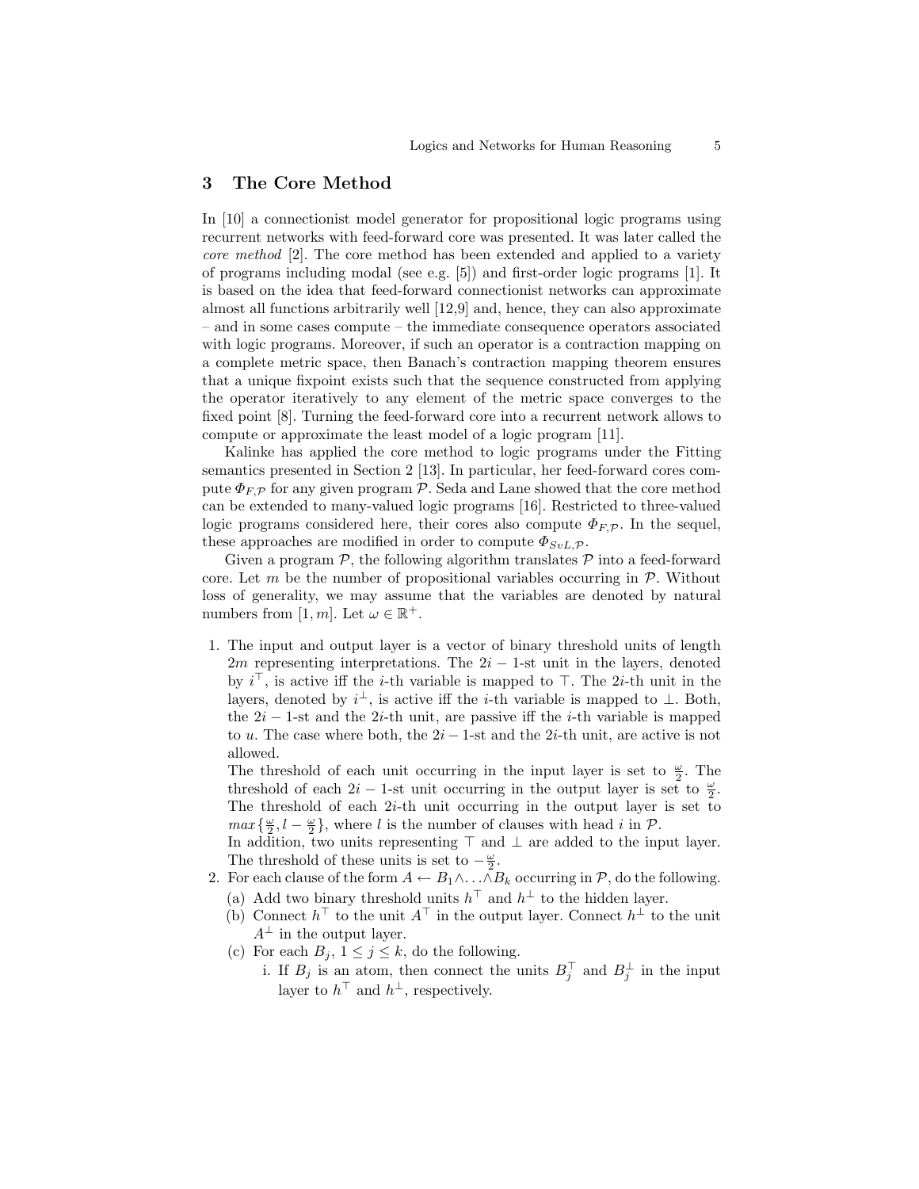## 3 The Core Method

In [10] a connectionist model generator for propositional logic programs using recurrent networks with feed-forward core was presented. It was later called the *core method* [2]. The core method has been extended and applied to a variety of programs including modal (see e.g. [5]) and first-order logic programs [1]. It is based on the idea that feed-forward connectionist networks can approximate almost all functions arbitrarily well [12,9] and, hence, they can also approximate – and in some cases compute – the immediate consequence operators associated with logic programs. Moreover, if such an operator is a contraction mapping on a complete metric space, then Banach's contraction mapping theorem ensures that a unique fixpoint exists such that the sequence constructed from applying the operator iteratively to any element of the metric space converges to the fixed point [8]. Turning the feed-forward core into a recurrent network allows to compute or approximate the least model of a logic program [11].

Kalinke has applied the core method to logic programs under the Fitting semantics presented in Section 2 [13]. In particular, her feed-forward cores compute $\Phi_{F,\mathcal{P}}$ for any given program $\mathcal{P}$. Seda and Lane showed that the core method can be extended to many-valued logic programs [16]. Restricted to three-valued logic programs considered here, their cores also compute $\Phi_{F,\mathcal{P}}$. In the sequel, these approaches are modified in order to compute $\Phi_{SvL,\mathcal{P}}$.

Given a program $\mathcal{P}$, the following algorithm translates $\mathcal{P}$ into a feed-forward core. Let $m$ be the number of propositional variables occurring in $\mathcal{P}$. Without loss of generality, we may assume that the variables are denoted by natural numbers from $[1, m]$. Let $\omega \in \mathbb{R}^+$.

1. The input and output layer is a vector of binary threshold units of length $2m$ representing interpretations. The $2i-1$-st unit in the layers, denoted by $i^\top$, is active iff the $i$-th variable is mapped to $\top$. The $2i$-th unit in the layers, denoted by $i^\bot$, is active iff the $i$-th variable is mapped to $\bot$. Both, the $2i-1$-st and the $2i$-th unit, are passive iff the $i$-th variable is mapped to $u$. The case where both, the $2i-1$-st and the $2i$-th unit, are active is not allowed.
   The threshold of each unit occurring in the input layer is set to $\frac{\omega}{2}$. The threshold of each $2i-1$-st unit occurring in the output layer is set to $\frac{\omega}{2}$. The threshold of each $2i$-th unit occurring in the output layer is set to $max\{\frac{\omega}{2}, l - \frac{\omega}{2}\}$, where $l$ is the number of clauses with head $i$ in $\mathcal{P}$.
   In addition, two units representing $\top$ and $\bot$ are added to the input layer. The threshold of these units is set to $-\frac{\omega}{2}$.
2. For each clause of the form $A \leftarrow B_1 \wedge \ldots \wedge B_k$ occurring in $\mathcal{P}$, do the following.
   (a) Add two binary threshold units $h^\top$ and $h^\bot$ to the hidden layer.
   (b) Connect $h^\top$ to the unit $A^\top$ in the output layer. Connect $h^\bot$ to the unit $A^\bot$ in the output layer.
   (c) For each $B_j$, $1 \leq j \leq k$, do the following.
      i. If $B_j$ is an atom, then connect the units $B_j^\top$ and $B_j^\bot$ in the input layer to $h^\top$ and $h^\bot$, respectively.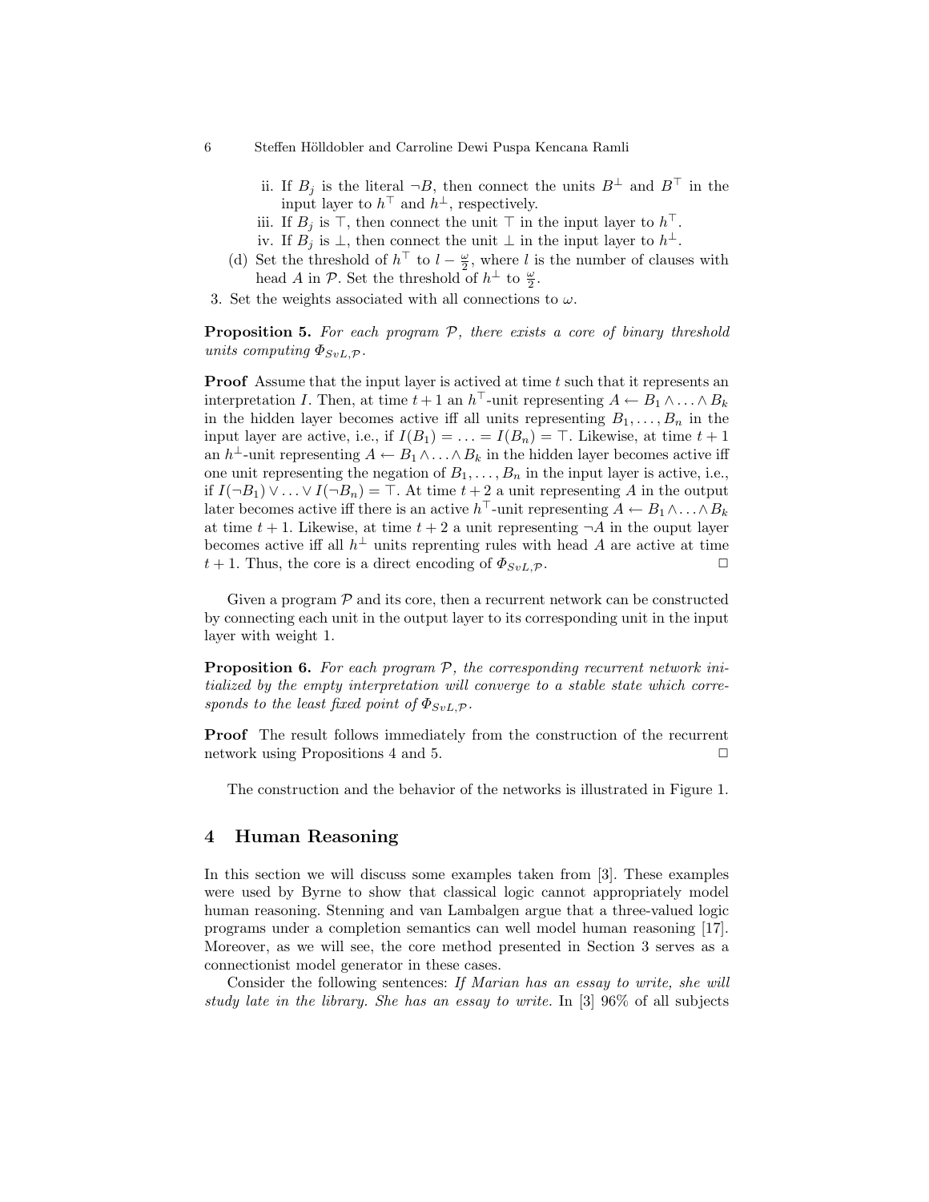ii. If $B_j$ is the literal $\neg B$, then connect the units $B^\bot$ and $B^\top$ in the input layer to $h^\top$ and $h^\bot$, respectively.
   iii. If $B_j$ is $\top$, then connect the unit $\top$ in the input layer to $h^\top$.
   iv. If $B_j$ is $\bot$, then connect the unit $\bot$ in the input layer to $h^\bot$.

(d) Set the threshold of $h^\top$ to $l - \frac{\omega}{2}$, where $l$ is the number of clauses with head $A$ in $\mathcal{P}$. Set the threshold of $h^\bot$ to $\frac{\omega}{2}$.

3. Set the weights associated with all connections to $\omega$.

**Proposition 5.** *For each program $\mathcal{P}$, there exists a core of binary threshold units computing $\Phi_{SvL,\mathcal{P}}$.*

**Proof** Assume that the input layer is actived at time $t$ such that it represents an interpretation $I$. Then, at time $t+1$ an $h^\top$-unit representing $A \leftarrow B_1 \wedge \ldots \wedge B_k$ in the hidden layer becomes active iff all units representing $B_1, \ldots, B_n$ in the input layer are active, i.e., if $I(B_1) = \ldots = I(B_n) = \top$. Likewise, at time $t+1$ an $h^\bot$-unit representing $A \leftarrow B_1 \wedge \ldots \wedge B_k$ in the hidden layer becomes active iff one unit representing the negation of $B_1, \ldots, B_n$ in the input layer is active, i.e., if $I(\neg B_1) \vee \ldots \vee I(\neg B_n) = \top$. At time $t+2$ a unit representing $A$ in the output later becomes active iff there is an active $h^\top$-unit representing $A \leftarrow B_1 \wedge \ldots \wedge B_k$ at time $t+1$. Likewise, at time $t+2$ a unit representing $\neg A$ in the ouput layer becomes active iff all $h^\bot$ units reprenting rules with head $A$ are active at time $t+1$. Thus, the core is a direct encoding of $\Phi_{SvL,\mathcal{P}}$. □

Given a program $\mathcal{P}$ and its core, then a recurrent network can be constructed by connecting each unit in the output layer to its corresponding unit in the input layer with weight 1.

**Proposition 6.** *For each program $\mathcal{P}$, the corresponding recurrent network initialized by the empty interpretation will converge to a stable state which corresponds to the least fixed point of $\Phi_{SvL,\mathcal{P}}$.*

**Proof** The result follows immediately from the construction of the recurrent network using Propositions 4 and 5. □

The construction and the behavior of the networks is illustrated in Figure 1.

## 4 Human Reasoning

In this section we will discuss some examples taken from [3]. These examples were used by Byrne to show that classical logic cannot appropriately model human reasoning. Stenning and van Lambalgen argue that a three-valued logic programs under a completion semantics can well model human reasoning [17]. Moreover, as we will see, the core method presented in Section 3 serves as a connectionist model generator in these cases.

Consider the following sentences: *If Marian has an essay to write, she will study late in the library. She has an essay to write.* In [3] 96% of all subjects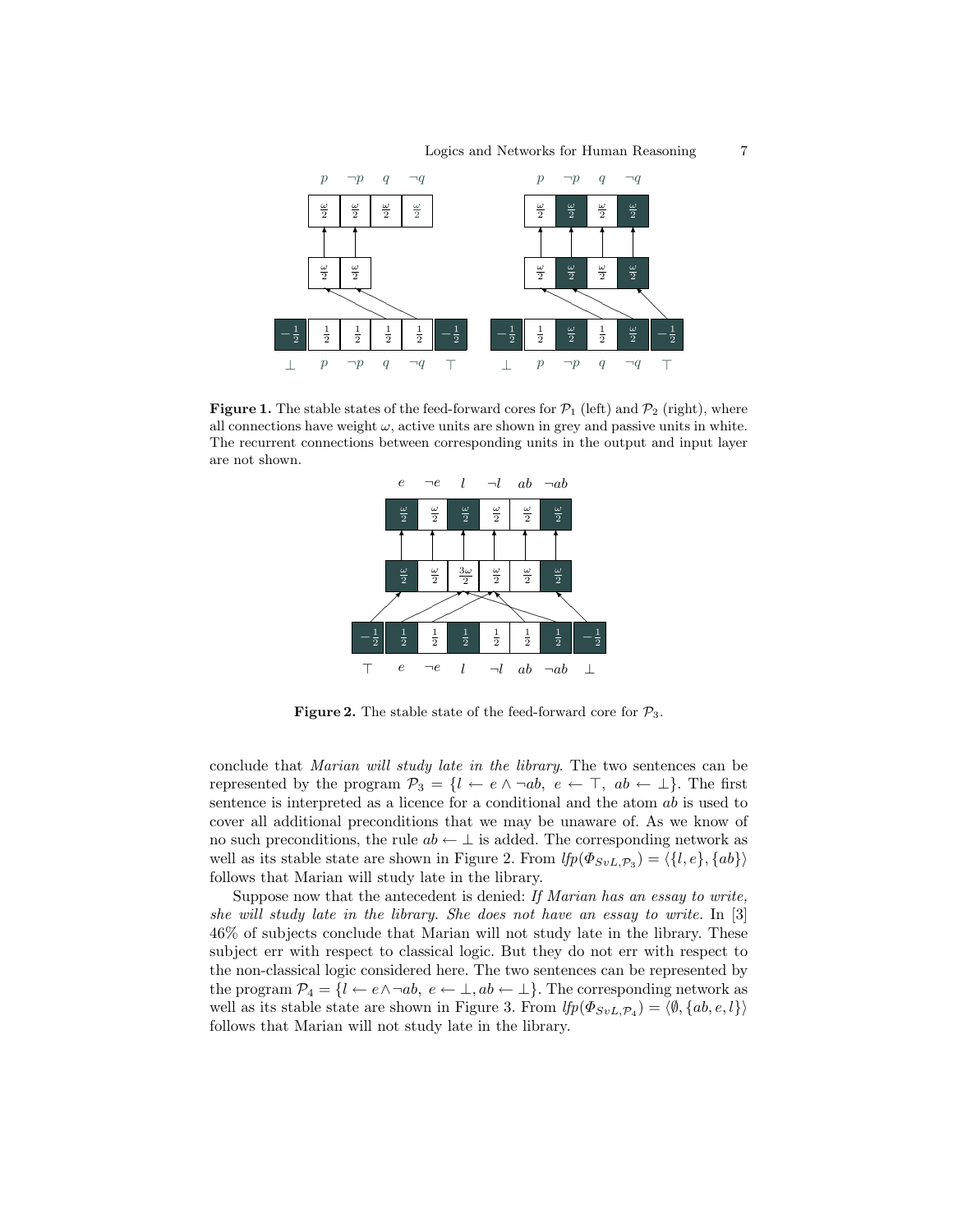p ¬p q ¬q

p ¬p q ¬q

⊥ p ¬p q ¬q ⊤

⊥ p ¬p q ¬q ⊤

**Figure 1.** The stable states of the feed-forward cores for $\mathcal{P}_1$ (left) and $\mathcal{P}_2$ (right), where all connections have weight $\omega$, active units are shown in grey and passive units in white. The recurrent connections between corresponding units in the output and input layer are not shown.

e ¬e l ¬l ab ¬ab

⊤ e ¬e l ¬l ab ¬ab ⊥

**Figure 2.** The stable state of the feed-forward core for $\mathcal{P}_3$.

conclude that *Marian will study late in the library*. The two sentences can be represented by the program $\mathcal{P}_3 = \{l \leftarrow e \wedge \neg ab,\ e \leftarrow \top,\ ab \leftarrow \bot\}$. The first sentence is interpreted as a licence for a conditional and the atom $ab$ is used to cover all additional preconditions that we may be unaware of. As we know of no such preconditions, the rule $ab \leftarrow \bot$ is added. The corresponding network as well as its stable state are shown in Figure 2. From $lfp(\Phi_{SvL,\mathcal{P}_3}) = \langle\{l, e\}, \{ab\}\rangle$ follows that Marian will study late in the library.

Suppose now that the antecedent is denied: *If Marian has an essay to write, she will study late in the library. She does not have an essay to write.* In [3] 46% of subjects conclude that Marian will not study late in the library. These subject err with respect to classical logic. But they do not err with respect to the non-classical logic considered here. The two sentences can be represented by the program $\mathcal{P}_4 = \{l \leftarrow e \wedge \neg ab,\ e \leftarrow \bot, ab \leftarrow \bot\}$. The corresponding network as well as its stable state are shown in Figure 3. From $lfp(\Phi_{SvL,\mathcal{P}_4}) = \langle\emptyset, \{ab, e, l\}\rangle$ follows that Marian will not study late in the library.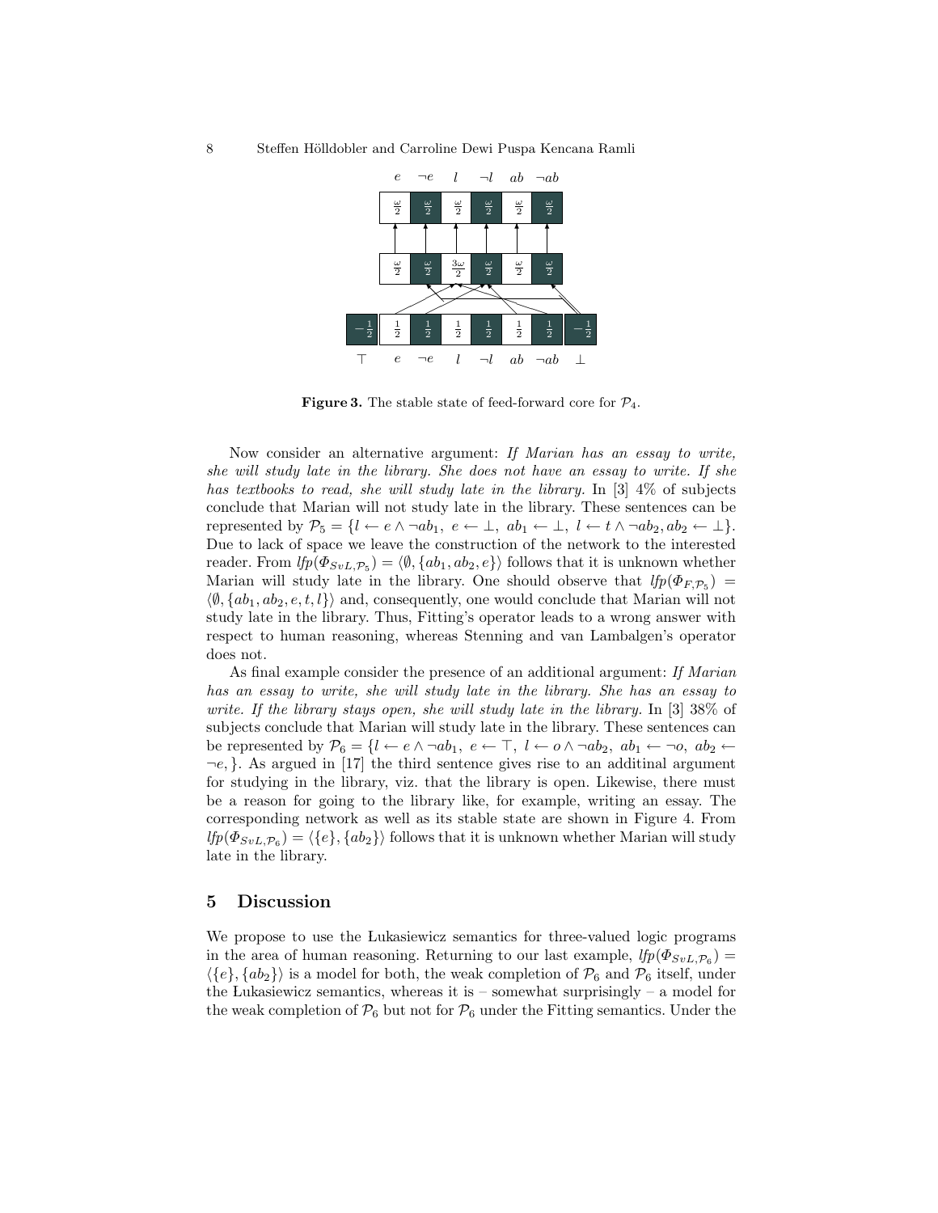e ¬e l ¬l ab ¬ab

ε/2 ε/2 ε/2 ε/2 ε/2 ε/2

ε/2 ε/2 3ω/2 ε/2 ε/2 ε/2

−1/2 1/2 1/2 1/2 1/2 1/2 1/2 −1/2

⊤ e ¬e l ¬l ab ¬ab ⊥

**Figure 3.** The stable state of feed-forward core for $\mathcal{P}_4$.

Now consider an alternative argument: *If Marian has an essay to write, she will study late in the library. She does not have an essay to write. If she has textbooks to read, she will study late in the library.* In [3] 4% of subjects conclude that Marian will not study late in the library. These sentences can be represented by $\mathcal{P}_5 = \{l \leftarrow e \wedge \neg ab_1,\ e \leftarrow \bot,\ ab_1 \leftarrow \bot,\ l \leftarrow t \wedge \neg ab_2, ab_2 \leftarrow \bot\}$. Due to lack of space we leave the construction of the network to the interested reader. From $\mathit{lfp}(\Phi_{SvL,\mathcal{P}_5}) = \langle \emptyset, \{ab_1, ab_2, e\}\rangle$ follows that it is unknown whether Marian will study late in the library. One should observe that $\mathit{lfp}(\Phi_{F,\mathcal{P}_5}) = \langle \emptyset, \{ab_1, ab_2, e, t, l\}\rangle$ and, consequently, one would conclude that Marian will not study late in the library. Thus, Fitting's operator leads to a wrong answer with respect to human reasoning, whereas Stenning and van Lambalgen's operator does not.

As final example consider the presence of an additional argument: *If Marian has an essay to write, she will study late in the library. She has an essay to write. If the library stays open, she will study late in the library.* In [3] 38% of subjects conclude that Marian will study late in the library. These sentences can be represented by $\mathcal{P}_6 = \{l \leftarrow e \wedge \neg ab_1,\ e \leftarrow \top,\ l \leftarrow o \wedge \neg ab_2,\ ab_1 \leftarrow \neg o,\ ab_2 \leftarrow \neg e, \}$. As argued in [17] the third sentence gives rise to an additinal argument for studying in the library, viz. that the library is open. Likewise, there must be a reason for going to the library like, for example, writing an essay. The corresponding network as well as its stable state are shown in Figure 4. From $\mathit{lfp}(\Phi_{SvL,\mathcal{P}_6}) = \langle \{e\}, \{ab_2\}\rangle$ follows that it is unknown whether Marian will study late in the library.

## 5 Discussion

We propose to use the Łukasiewicz semantics for three-valued logic programs in the area of human reasoning. Returning to our last example, $\mathit{lfp}(\Phi_{SvL,\mathcal{P}_6}) = \langle \{e\}, \{ab_2\}\rangle$ is a model for both, the weak completion of $\mathcal{P}_6$ and $\mathcal{P}_6$ itself, under the Łukasiewicz semantics, whereas it is – somewhat surprisingly – a model for the weak completion of $\mathcal{P}_6$ but not for $\mathcal{P}_6$ under the Fitting semantics. Under the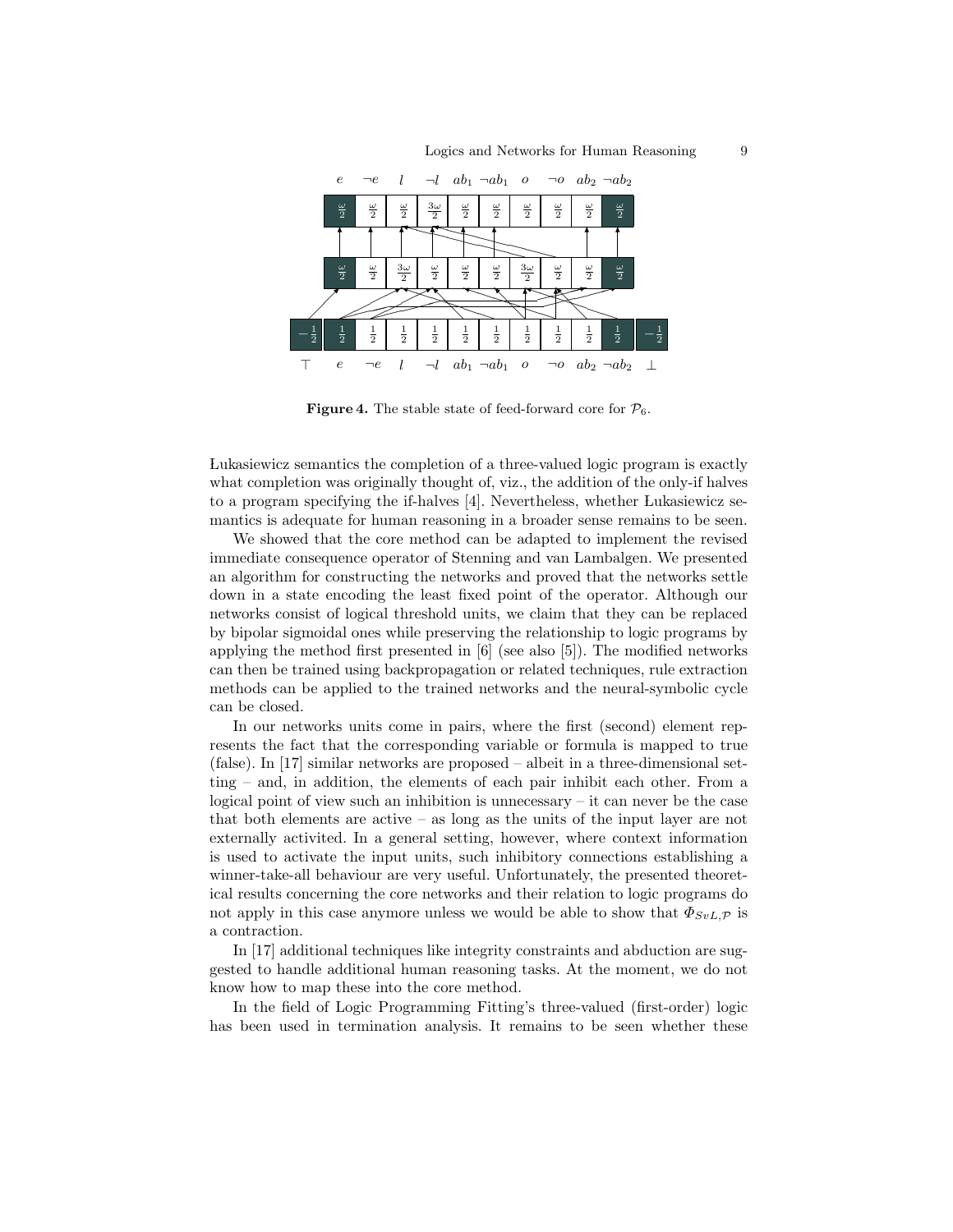e ¬e l ¬l $ab_1$ $\neg ab_1$ o ¬o $ab_2$ $\neg ab_2$

$\frac{\varepsilon}{2}$ $\frac{\varepsilon}{2}$ $\frac{\varepsilon}{2}$ $\frac{3\omega}{2}$ $\frac{\varepsilon}{2}$ $\frac{\varepsilon}{2}$ $\frac{\varepsilon}{2}$ $\frac{\varepsilon}{2}$ $\frac{\varepsilon}{2}$ $\frac{\varepsilon}{2}$

$\frac{\varepsilon}{2}$ $\frac{\varepsilon}{2}$ $\frac{3\omega}{2}$ $\frac{\varepsilon}{2}$ $\frac{\varepsilon}{2}$ $\frac{\varepsilon}{2}$ $\frac{3\omega}{2}$ $\frac{\varepsilon}{2}$ $\frac{\varepsilon}{2}$ $\frac{\varepsilon}{2}$

$-\frac{1}{2}$ $\frac{1}{2}$ $\frac{1}{2}$ $\frac{1}{2}$ $\frac{1}{2}$ $\frac{1}{2}$ $\frac{1}{2}$ $\frac{1}{2}$ $\frac{1}{2}$ $\frac{1}{2}$ $\frac{1}{2}$ $-\frac{1}{2}$

⊤ e ¬e l ¬l $ab_1$ $\neg ab_1$ o ¬o $ab_2$ $\neg ab_2$ ⊥

**Figure 4.** The stable state of feed-forward core for $\mathcal{P}_6$.

Łukasiewicz semantics the completion of a three-valued logic program is exactly what completion was originally thought of, viz., the addition of the only-if halves to a program specifying the if-halves [4]. Nevertheless, whether Łukasiewicz semantics is adequate for human reasoning in a broader sense remains to be seen.

We showed that the core method can be adapted to implement the revised immediate consequence operator of Stenning and van Lambalgen. We presented an algorithm for constructing the networks and proved that the networks settle down in a state encoding the least fixed point of the operator. Although our networks consist of logical threshold units, we claim that they can be replaced by bipolar sigmoidal ones while preserving the relationship to logic programs by applying the method first presented in [6] (see also [5]). The modified networks can then be trained using backpropagation or related techniques, rule extraction methods can be applied to the trained networks and the neural-symbolic cycle can be closed.

In our networks units come in pairs, where the first (second) element represents the fact that the corresponding variable or formula is mapped to true (false). In [17] similar networks are proposed – albeit in a three-dimensional setting – and, in addition, the elements of each pair inhibit each other. From a logical point of view such an inhibition is unnecessary – it can never be the case that both elements are active – as long as the units of the input layer are not externally activited. In a general setting, however, where context information is used to activate the input units, such inhibitory connections establishing a winner-take-all behaviour are very useful. Unfortunately, the presented theoretical results concerning the core networks and their relation to logic programs do not apply in this case anymore unless we would be able to show that $\Phi_{SvL,\mathcal{P}}$ is a contraction.

In [17] additional techniques like integrity constraints and abduction are suggested to handle additional human reasoning tasks. At the moment, we do not know how to map these into the core method.

In the field of Logic Programming Fitting's three-valued (first-order) logic has been used in termination analysis. It remains to be seen whether these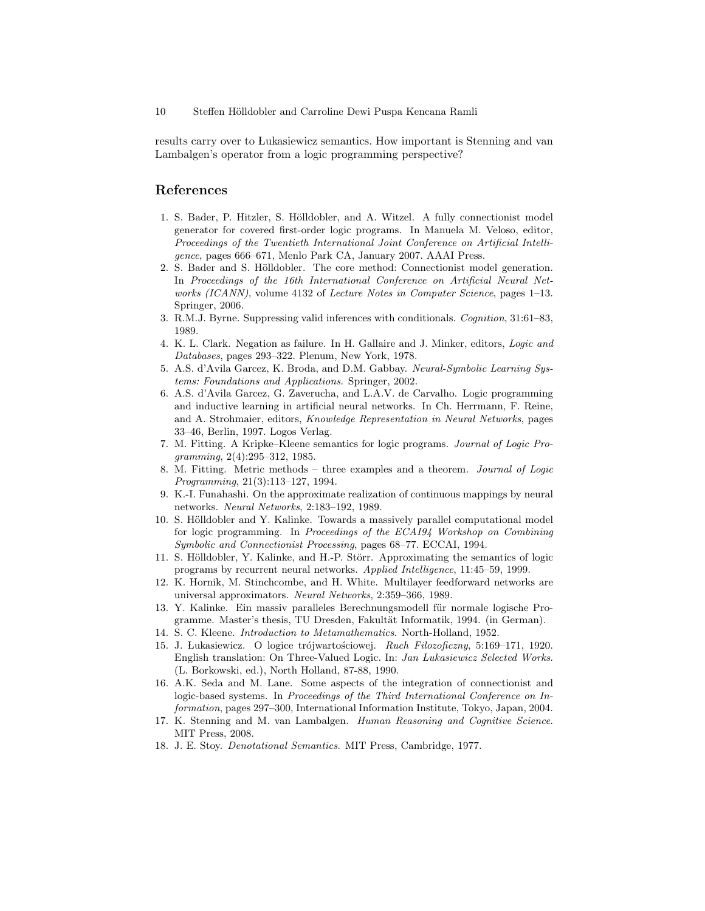results carry over to Łukasiewicz semantics. How important is Stenning and van Lambalgen's operator from a logic programming perspective?

## References

1. S. Bader, P. Hitzler, S. Hölldobler, and A. Witzel. A fully connectionist model generator for covered first-order logic programs. In Manuela M. Veloso, editor, *Proceedings of the Twentieth International Joint Conference on Artificial Intelligence*, pages 666–671, Menlo Park CA, January 2007. AAAI Press.
2. S. Bader and S. Hölldobler. The core method: Connectionist model generation. In *Proceedings of the 16th International Conference on Artificial Neural Networks (ICANN)*, volume 4132 of *Lecture Notes in Computer Science*, pages 1–13. Springer, 2006.
3. R.M.J. Byrne. Suppressing valid inferences with conditionals. *Cognition*, 31:61–83, 1989.
4. K. L. Clark. Negation as failure. In H. Gallaire and J. Minker, editors, *Logic and Databases*, pages 293–322. Plenum, New York, 1978.
5. A.S. d'Avila Garcez, K. Broda, and D.M. Gabbay. *Neural-Symbolic Learning Systems: Foundations and Applications*. Springer, 2002.
6. A.S. d'Avila Garcez, G. Zaverucha, and L.A.V. de Carvalho. Logic programming and inductive learning in artificial neural networks. In Ch. Herrmann, F. Reine, and A. Strohmaier, editors, *Knowledge Representation in Neural Networks*, pages 33–46, Berlin, 1997. Logos Verlag.
7. M. Fitting. A Kripke–Kleene semantics for logic programs. *Journal of Logic Programming*, 2(4):295–312, 1985.
8. M. Fitting. Metric methods – three examples and a theorem. *Journal of Logic Programming*, 21(3):113–127, 1994.
9. K.-I. Funahashi. On the approximate realization of continuous mappings by neural networks. *Neural Networks*, 2:183–192, 1989.
10. S. Hölldobler and Y. Kalinke. Towards a massively parallel computational model for logic programming. In *Proceedings of the ECAI94 Workshop on Combining Symbolic and Connectionist Processing*, pages 68–77. ECCAI, 1994.
11. S. Hölldobler, Y. Kalinke, and H.-P. Störr. Approximating the semantics of logic programs by recurrent neural networks. *Applied Intelligence*, 11:45–59, 1999.
12. K. Hornik, M. Stinchcombe, and H. White. Multilayer feedforward networks are universal approximators. *Neural Networks*, 2:359–366, 1989.
13. Y. Kalinke. Ein massiv paralleles Berechnungsmodell für normale logische Programme. Master's thesis, TU Dresden, Fakultät Informatik, 1994. (in German).
14. S. C. Kleene. *Introduction to Metamathematics*. North-Holland, 1952.
15. J. Łukasiewicz. O logice trójwartościowej. *Ruch Filozoficzny*, 5:169–171, 1920. English translation: On Three-Valued Logic. In: *Jan Łukasiewicz Selected Works*. (L. Borkowski, ed.), North Holland, 87-88, 1990.
16. A.K. Seda and M. Lane. Some aspects of the integration of connectionist and logic-based systems. In *Proceedings of the Third International Conference on Information*, pages 297–300, International Information Institute, Tokyo, Japan, 2004.
17. K. Stenning and M. van Lambalgen. *Human Reasoning and Cognitive Science*. MIT Press, 2008.
18. J. E. Stoy. *Denotational Semantics*. MIT Press, Cambridge, 1977.